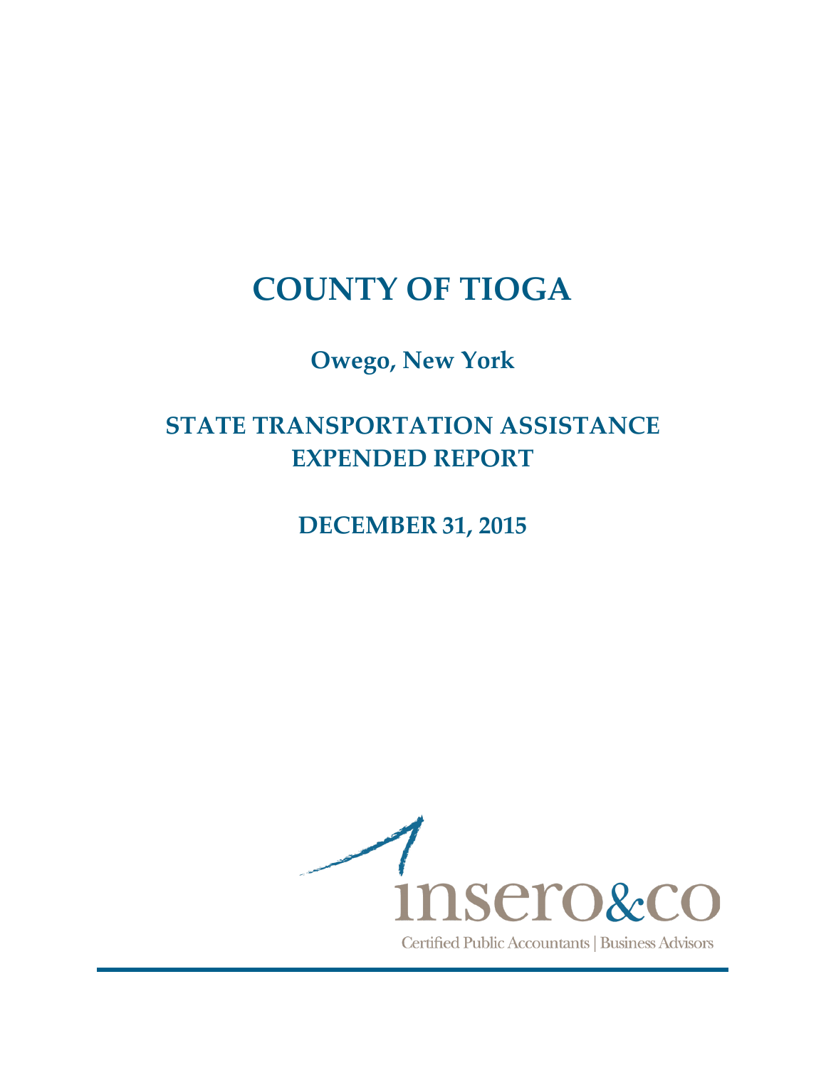# COUNTY OF TIOGA

## Owego, New York

## STATE TRANSPORTATION ASSISTANCE EXPENDED REPORT

## DECEMBER 31, 2015

insero&co

Certified Public Accountants | Business Advisors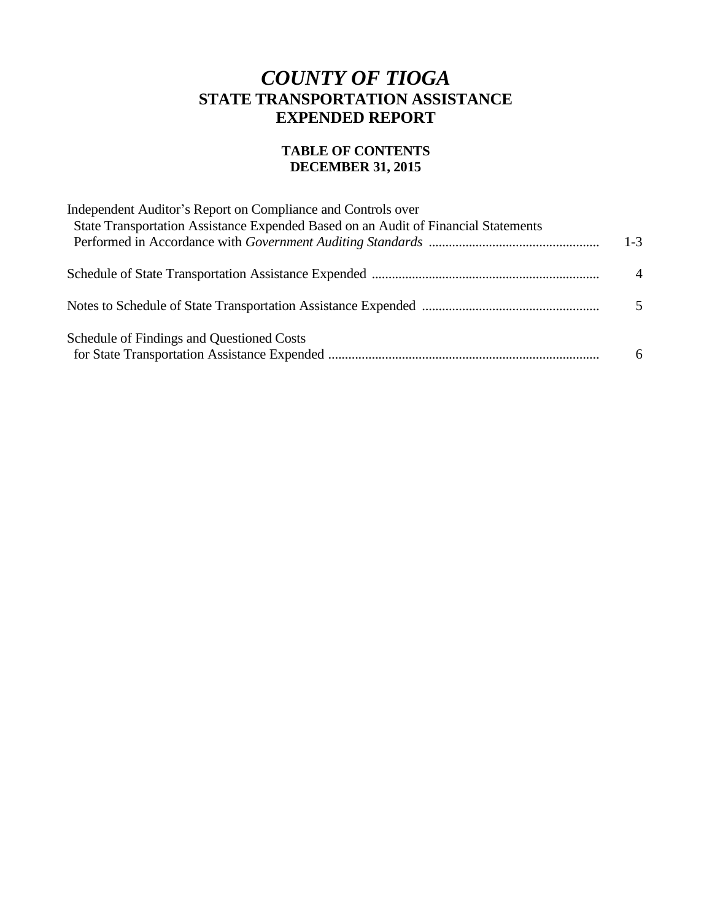# *COUNTY OF TIOGA*
## STATE TRANSPORTATION ASSISTANCE EXPENDED REPORT

### TABLE OF CONTENTS
### DECEMBER 31, 2015

| | |
|---|---|
| Independent Auditor's Report on Compliance and Controls over State Transportation Assistance Expended Based on an Audit of Financial Statements Performed in Accordance with *Government Auditing Standards* | 1-3 |
| Schedule of State Transportation Assistance Expended | 4 |
| Notes to Schedule of State Transportation Assistance Expended | 5 |
| Schedule of Findings and Questioned Costs for State Transportation Assistance Expended | 6 |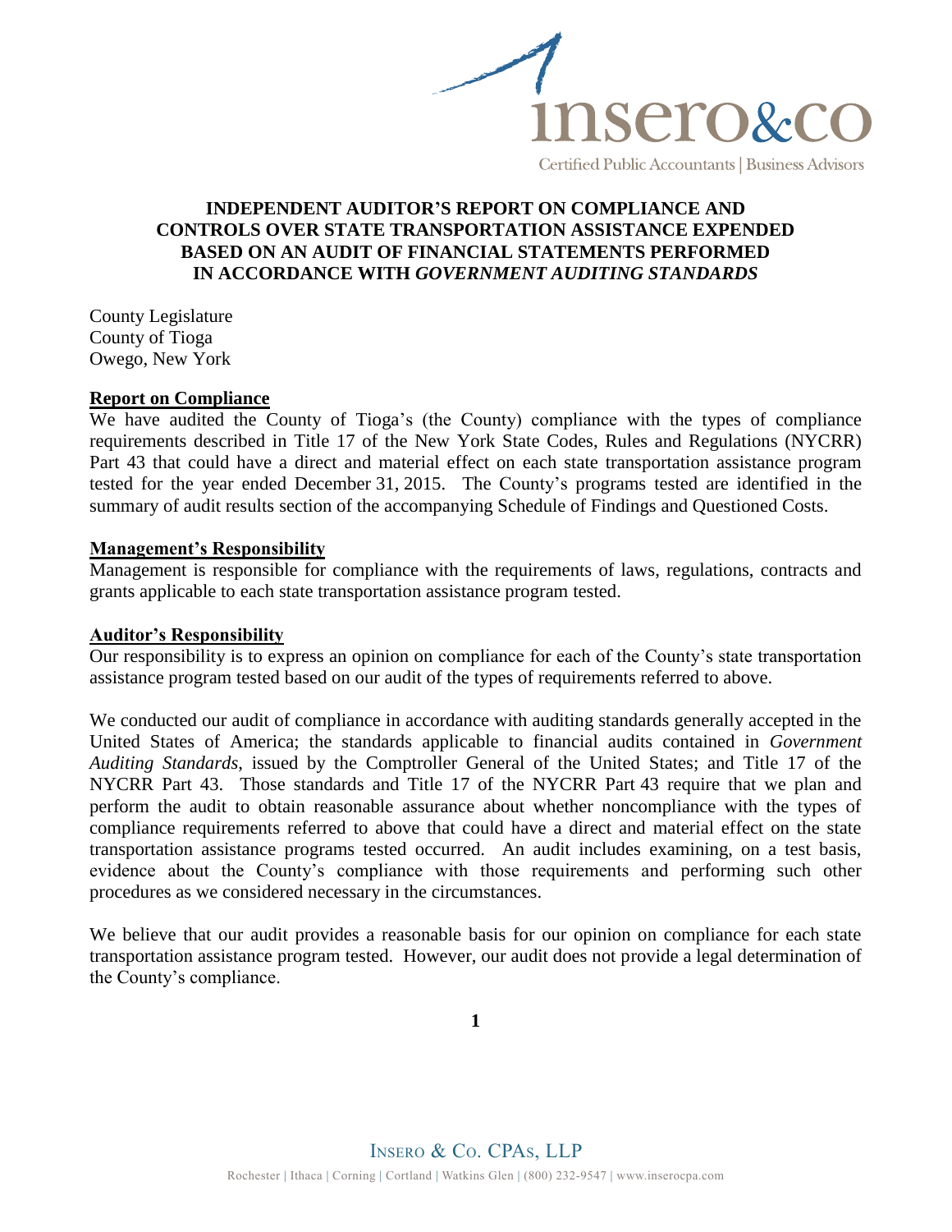# INDEPENDENT AUDITOR'S REPORT ON COMPLIANCE AND CONTROLS OVER STATE TRANSPORTATION ASSISTANCE EXPENDED BASED ON AN AUDIT OF FINANCIAL STATEMENTS PERFORMED IN ACCORDANCE WITH *GOVERNMENT AUDITING STANDARDS*

County Legislature
County of Tioga
Owego, New York

## Report on Compliance

We have audited the County of Tioga's (the County) compliance with the types of compliance requirements described in Title 17 of the New York State Codes, Rules and Regulations (NYCRR) Part 43 that could have a direct and material effect on each state transportation assistance program tested for the year ended December 31, 2015. The County's programs tested are identified in the summary of audit results section of the accompanying Schedule of Findings and Questioned Costs.

## Management's Responsibility

Management is responsible for compliance with the requirements of laws, regulations, contracts and grants applicable to each state transportation assistance program tested.

## Auditor's Responsibility

Our responsibility is to express an opinion on compliance for each of the County's state transportation assistance program tested based on our audit of the types of requirements referred to above.

We conducted our audit of compliance in accordance with auditing standards generally accepted in the United States of America; the standards applicable to financial audits contained in *Government Auditing Standards,* issued by the Comptroller General of the United States; and Title 17 of the NYCRR Part 43. Those standards and Title 17 of the NYCRR Part 43 require that we plan and perform the audit to obtain reasonable assurance about whether noncompliance with the types of compliance requirements referred to above that could have a direct and material effect on the state transportation assistance programs tested occurred. An audit includes examining, on a test basis, evidence about the County's compliance with those requirements and performing such other procedures as we considered necessary in the circumstances.

We believe that our audit provides a reasonable basis for our opinion on compliance for each state transportation assistance program tested. However, our audit does not provide a legal determination of the County's compliance.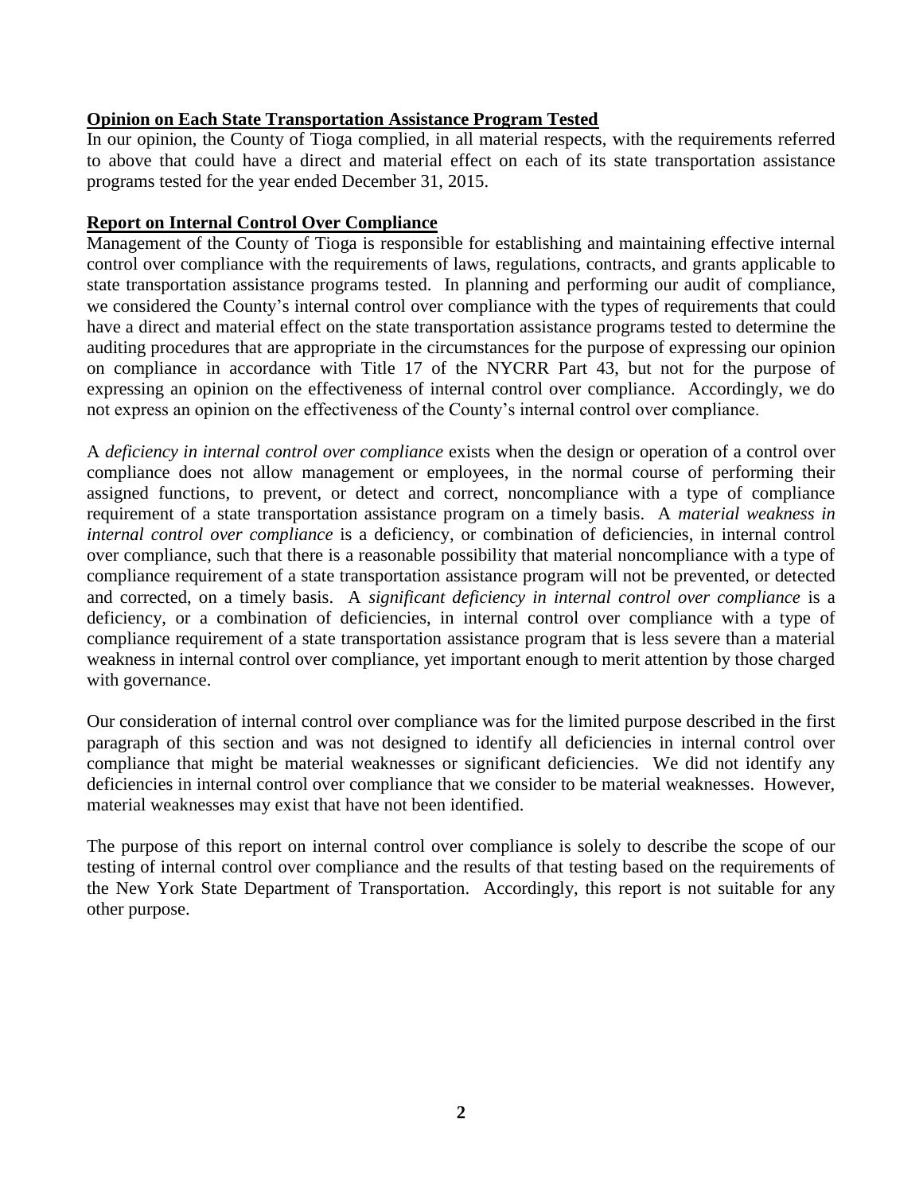**Opinion on Each State Transportation Assistance Program Tested**

In our opinion, the County of Tioga complied, in all material respects, with the requirements referred to above that could have a direct and material effect on each of its state transportation assistance programs tested for the year ended December 31, 2015.

**Report on Internal Control Over Compliance**

Management of the County of Tioga is responsible for establishing and maintaining effective internal control over compliance with the requirements of laws, regulations, contracts, and grants applicable to state transportation assistance programs tested. In planning and performing our audit of compliance, we considered the County's internal control over compliance with the types of requirements that could have a direct and material effect on the state transportation assistance programs tested to determine the auditing procedures that are appropriate in the circumstances for the purpose of expressing our opinion on compliance in accordance with Title 17 of the NYCRR Part 43, but not for the purpose of expressing an opinion on the effectiveness of internal control over compliance. Accordingly, we do not express an opinion on the effectiveness of the County's internal control over compliance.

A *deficiency in internal control over compliance* exists when the design or operation of a control over compliance does not allow management or employees, in the normal course of performing their assigned functions, to prevent, or detect and correct, noncompliance with a type of compliance requirement of a state transportation assistance program on a timely basis. A *material weakness in internal control over compliance* is a deficiency, or combination of deficiencies, in internal control over compliance, such that there is a reasonable possibility that material noncompliance with a type of compliance requirement of a state transportation assistance program will not be prevented, or detected and corrected, on a timely basis. A *significant deficiency in internal control over compliance* is a deficiency, or a combination of deficiencies, in internal control over compliance with a type of compliance requirement of a state transportation assistance program that is less severe than a material weakness in internal control over compliance, yet important enough to merit attention by those charged with governance.

Our consideration of internal control over compliance was for the limited purpose described in the first paragraph of this section and was not designed to identify all deficiencies in internal control over compliance that might be material weaknesses or significant deficiencies. We did not identify any deficiencies in internal control over compliance that we consider to be material weaknesses. However, material weaknesses may exist that have not been identified.

The purpose of this report on internal control over compliance is solely to describe the scope of our testing of internal control over compliance and the results of that testing based on the requirements of the New York State Department of Transportation. Accordingly, this report is not suitable for any other purpose.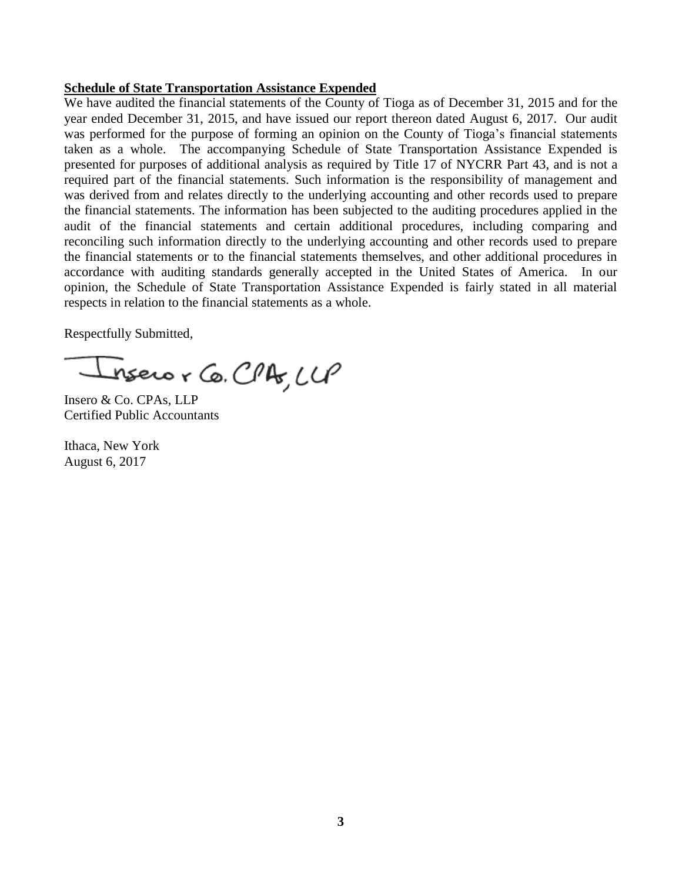**Schedule of State Transportation Assistance Expended**

We have audited the financial statements of the County of Tioga as of December 31, 2015 and for the year ended December 31, 2015, and have issued our report thereon dated August 6, 2017. Our audit was performed for the purpose of forming an opinion on the County of Tioga's financial statements taken as a whole. The accompanying Schedule of State Transportation Assistance Expended is presented for purposes of additional analysis as required by Title 17 of NYCRR Part 43, and is not a required part of the financial statements. Such information is the responsibility of management and was derived from and relates directly to the underlying accounting and other records used to prepare the financial statements. The information has been subjected to the auditing procedures applied in the audit of the financial statements and certain additional procedures, including comparing and reconciling such information directly to the underlying accounting and other records used to prepare the financial statements or to the financial statements themselves, and other additional procedures in accordance with auditing standards generally accepted in the United States of America. In our opinion, the Schedule of State Transportation Assistance Expended is fairly stated in all material respects in relation to the financial statements as a whole.

Respectfully Submitted,

Insero & Co. CPAs, LLP

Insero & Co. CPAs, LLP
Certified Public Accountants

Ithaca, New York
August 6, 2017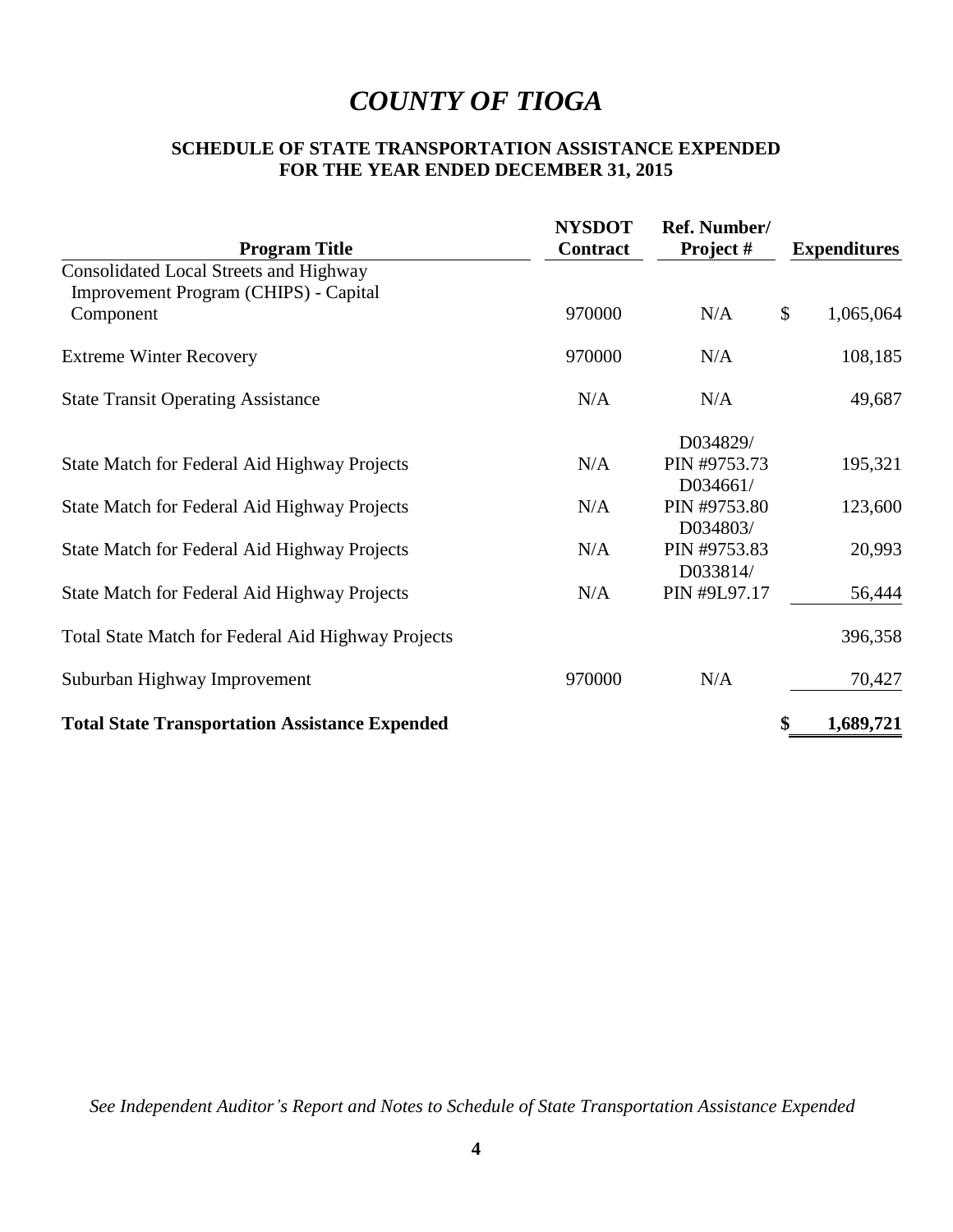# *COUNTY OF TIOGA*

## SCHEDULE OF STATE TRANSPORTATION ASSISTANCE EXPENDED FOR THE YEAR ENDED DECEMBER 31, 2015

| Program Title | NYSDOT Contract | Ref. Number/ Project # | Expenditures |
|---|---|---|---|
| Consolidated Local Streets and Highway Improvement Program (CHIPS) - Capital Component | 970000 | N/A | $ 1,065,064 |
| Extreme Winter Recovery | 970000 | N/A | 108,185 |
| State Transit Operating Assistance | N/A | N/A | 49,687 |
| State Match for Federal Aid Highway Projects | N/A | D034829/ PIN #9753.73 | 195,321 |
| State Match for Federal Aid Highway Projects | N/A | D034661/ PIN #9753.80 | 123,600 |
| State Match for Federal Aid Highway Projects | N/A | D034803/ PIN #9753.83 | 20,993 |
| State Match for Federal Aid Highway Projects | N/A | D033814/ PIN #9L97.17 | 56,444 |
| Total State Match for Federal Aid Highway Projects | | | 396,358 |
| Suburban Highway Improvement | 970000 | N/A | 70,427 |
| **Total State Transportation Assistance Expended** | | | **$ 1,689,721** |

*See Independent Auditor's Report and Notes to Schedule of State Transportation Assistance Expended*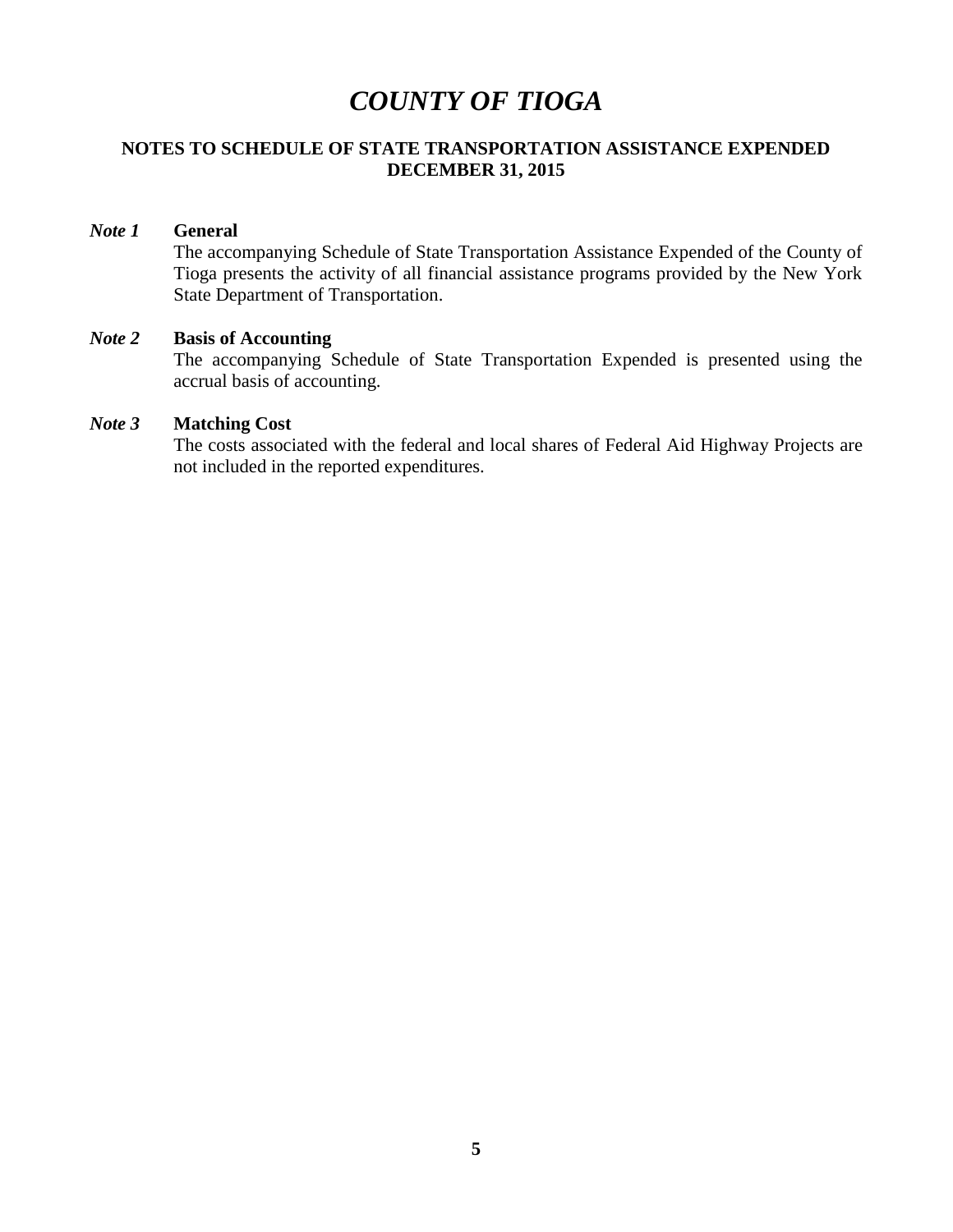# *COUNTY OF TIOGA*

## NOTES TO SCHEDULE OF STATE TRANSPORTATION ASSISTANCE EXPENDED
## DECEMBER 31, 2015

***Note 1*** **General**

The accompanying Schedule of State Transportation Assistance Expended of the County of Tioga presents the activity of all financial assistance programs provided by the New York State Department of Transportation.

***Note 2*** **Basis of Accounting**

The accompanying Schedule of State Transportation Expended is presented using the accrual basis of accounting.

***Note 3*** **Matching Cost**

The costs associated with the federal and local shares of Federal Aid Highway Projects are not included in the reported expenditures.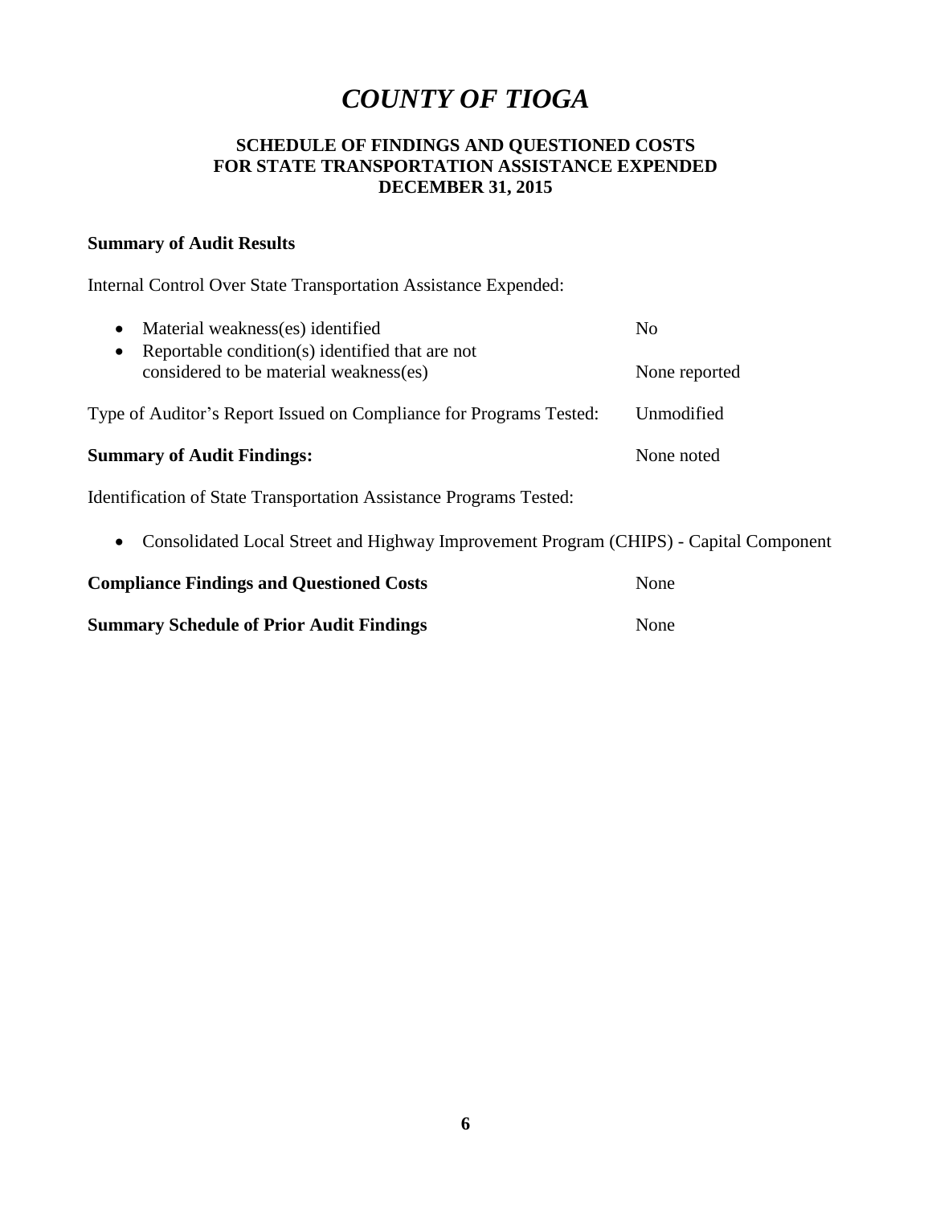# *COUNTY OF TIOGA*

## SCHEDULE OF FINDINGS AND QUESTIONED COSTS FOR STATE TRANSPORTATION ASSISTANCE EXPENDED DECEMBER 31, 2015

**Summary of Audit Results**

Internal Control Over State Transportation Assistance Expended:

| | |
|---|---|
| • Material weakness(es) identified | No |
| • Reportable condition(s) identified that are not considered to be material weakness(es) | None reported |

| | |
|---|---|
| Type of Auditor's Report Issued on Compliance for Programs Tested: | Unmodified |
| **Summary of Audit Findings:** | None noted |

Identification of State Transportation Assistance Programs Tested:

- Consolidated Local Street and Highway Improvement Program (CHIPS) - Capital Component

| | |
|---|---|
| **Compliance Findings and Questioned Costs** | None |
| **Summary Schedule of Prior Audit Findings** | None |